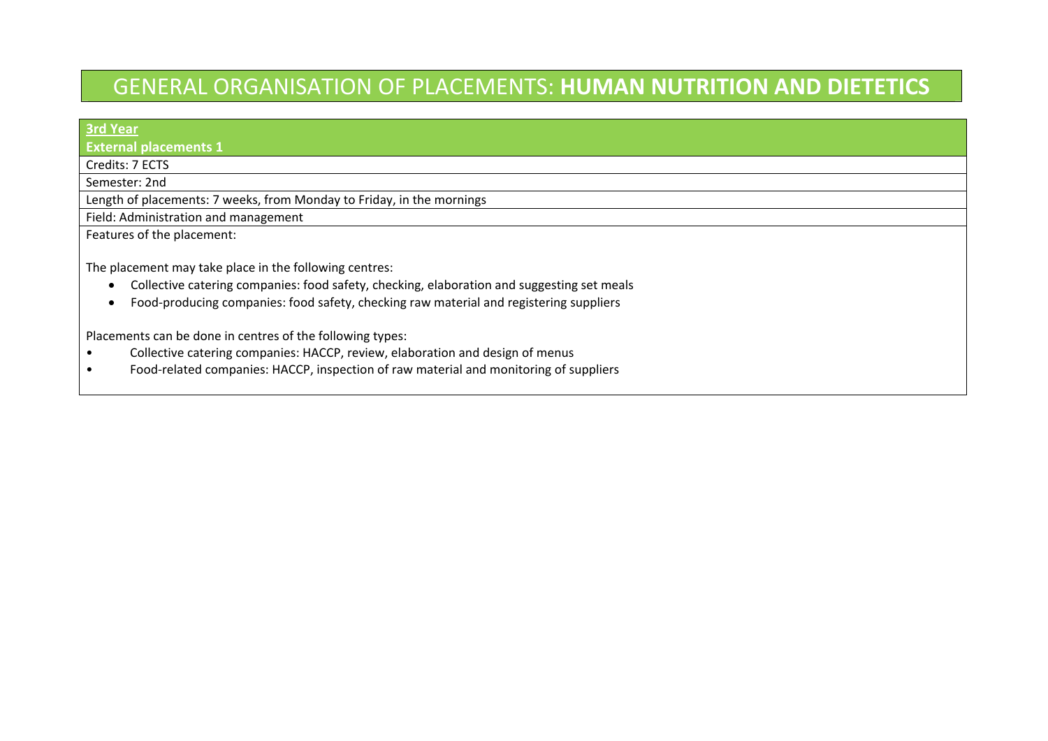# GENERAL ORGANISATION OF PLACEMENTS: **HUMAN NUTRITION AND DIETETICS**

**3rd Year**

**External placements 1**

Credits: 7 ECTS

Semester: 2nd

Length of placements: 7 weeks, from Monday to Friday, in the mornings

Field: Administration and management

Features of the placement:

The placement may take place in the following centres:

- Collective catering companies: food safety, checking, elaboration and suggesting set meals
- Food-producing companies: food safety, checking raw material and registering suppliers

Placements can be done in centres of the following types:

- Collective catering companies: HACCP, review, elaboration and design of menus
- Food-related companies: HACCP, inspection of raw material and monitoring of suppliers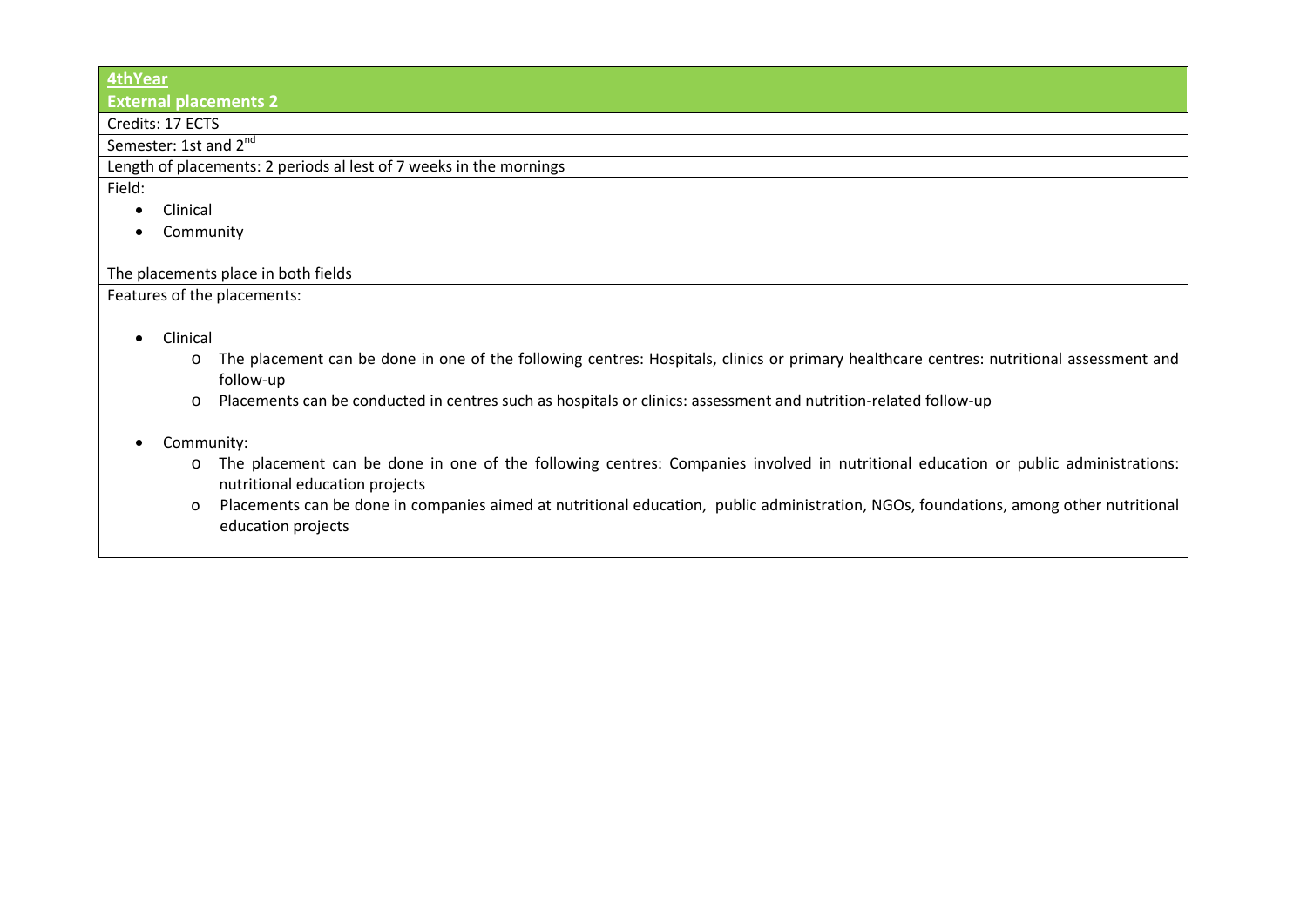**4thYear**

**External placements 2**

Credits: 17 ECTS

Semester: 1st and 2nd

Length of placements: 2 periods al lest of 7 weeks in the mornings

Field:

- Clinical
- Community

The placements place in both fields

Features of the placements:

- Clinical
  - The placement can be done in one of the following centres: Hospitals, clinics or primary healthcare centres: nutritional assessment and follow-up
  - Placements can be conducted in centres such as hospitals or clinics: assessment and nutrition-related follow-up

- Community:
  - The placement can be done in one of the following centres: Companies involved in nutritional education or public administrations: nutritional education projects
  - Placements can be done in companies aimed at nutritional education, public administration, NGOs, foundations, among other nutritional education projects